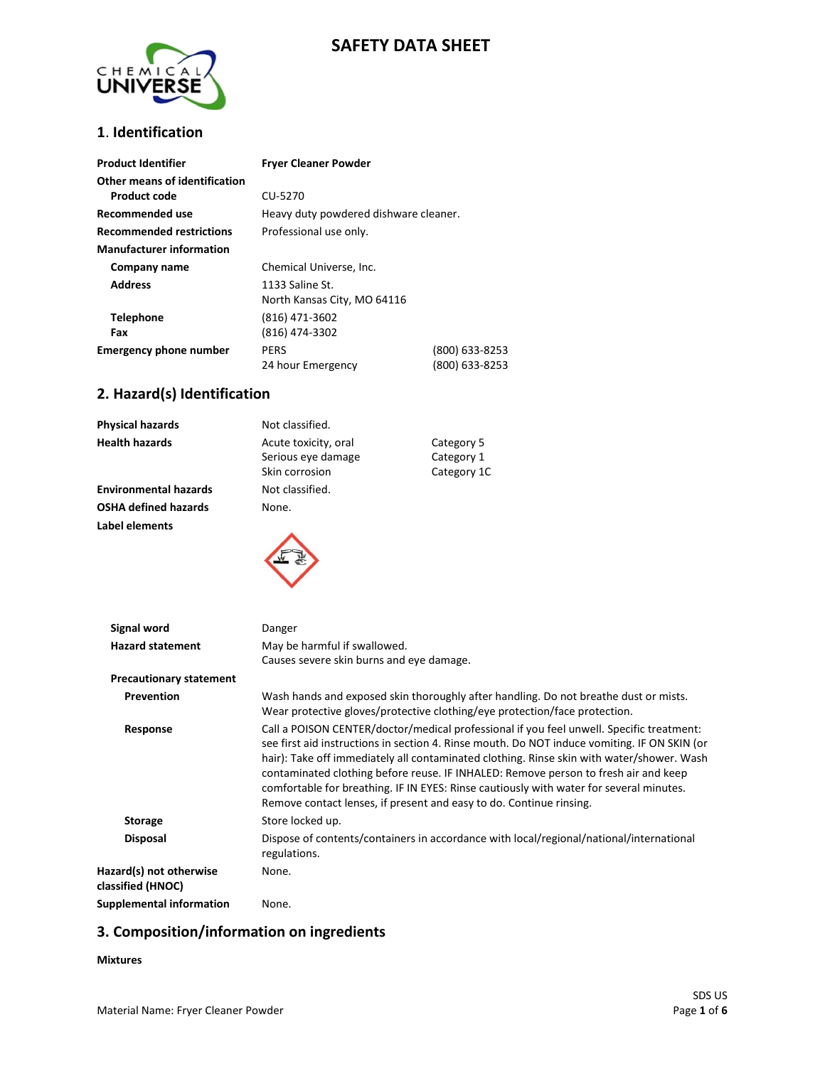# SAFETY DATA SHEET

## 1. Identification

| | | |
|---|---|---|
| **Product Identifier** | **Fryer Cleaner Powder** | |
| **Other means of identification** | | |
| **Product code** | CU-5270 | |
| **Recommended use** | Heavy duty powdered dishware cleaner. | |
| **Recommended restrictions** | Professional use only. | |
| **Manufacturer information** | | |
| **Company name** | Chemical Universe, Inc. | |
| **Address** | 1133 Saline St.<br>North Kansas City, MO 64116 | |
| **Telephone** | (816) 471-3602 | |
| **Fax** | (816) 474-3302 | |
| **Emergency phone number** | PERS | (800) 633-8253 |
| | 24 hour Emergency | (800) 633-8253 |

## 2. Hazard(s) Identification

| | | |
|---|---|---|
| **Physical hazards** | Not classified. | |
| **Health hazards** | Acute toxicity, oral | Category 5 |
| | Serious eye damage | Category 1 |
| | Skin corrosion | Category 1C |
| **Environmental hazards** | Not classified. | |
| **OSHA defined hazards** | None. | |
| **Label elements** | | |

**Signal word**: Danger

**Hazard statement**: May be harmful if swallowed.
Causes severe skin burns and eye damage.

**Precautionary statement**

**Prevention**: Wash hands and exposed skin thoroughly after handling. Do not breathe dust or mists. Wear protective gloves/protective clothing/eye protection/face protection.

**Response**: Call a POISON CENTER/doctor/medical professional if you feel unwell. Specific treatment: see first aid instructions in section 4. Rinse mouth. Do NOT induce vomiting. IF ON SKIN (or hair): Take off immediately all contaminated clothing. Rinse skin with water/shower. Wash contaminated clothing before reuse. IF INHALED: Remove person to fresh air and keep comfortable for breathing. IF IN EYES: Rinse cautiously with water for several minutes. Remove contact lenses, if present and easy to do. Continue rinsing.

**Storage**: Store locked up.

**Disposal**: Dispose of contents/containers in accordance with local/regional/national/international regulations.

**Hazard(s) not otherwise classified (HNOC)**: None.

**Supplemental information**: None.

## 3. Composition/information on ingredients

**Mixtures**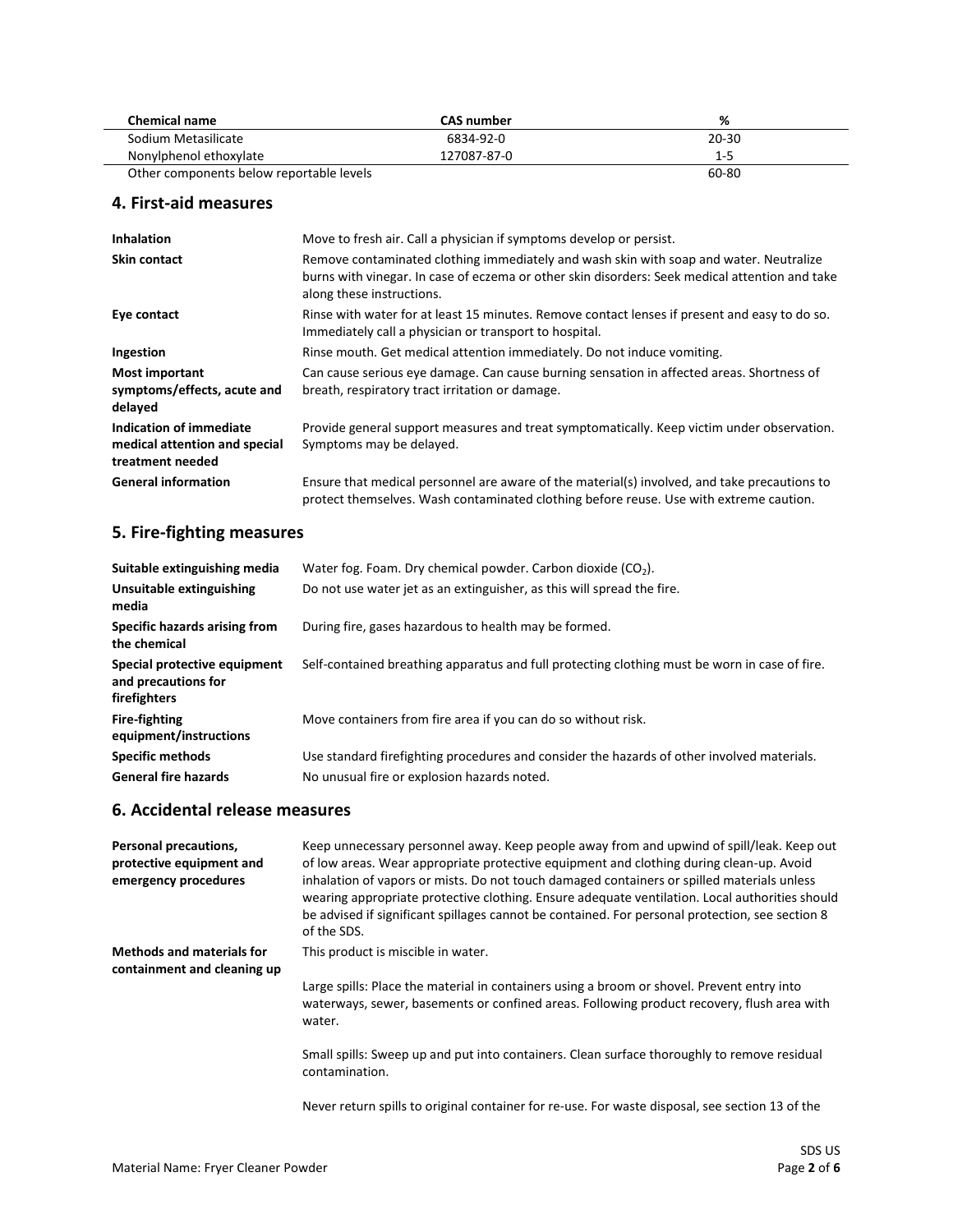| Chemical name | CAS number | % |
|---|---|---|
| Sodium Metasilicate | 6834-92-0 | 20-30 |
| Nonylphenol ethoxylate | 127087-87-0 | 1-5 |
| Other components below reportable levels | | 60-80 |

## 4. First-aid measures

| | |
|---|---|
| **Inhalation** | Move to fresh air. Call a physician if symptoms develop or persist. |
| **Skin contact** | Remove contaminated clothing immediately and wash skin with soap and water. Neutralize burns with vinegar. In case of eczema or other skin disorders: Seek medical attention and take along these instructions. |
| **Eye contact** | Rinse with water for at least 15 minutes. Remove contact lenses if present and easy to do so. Immediately call a physician or transport to hospital. |
| **Ingestion** | Rinse mouth. Get medical attention immediately. Do not induce vomiting. |
| **Most important symptoms/effects, acute and delayed** | Can cause serious eye damage. Can cause burning sensation in affected areas. Shortness of breath, respiratory tract irritation or damage. |
| **Indication of immediate medical attention and special treatment needed** | Provide general support measures and treat symptomatically. Keep victim under observation. Symptoms may be delayed. |
| **General information** | Ensure that medical personnel are aware of the material(s) involved, and take precautions to protect themselves. Wash contaminated clothing before reuse. Use with extreme caution. |

## 5. Fire-fighting measures

| | |
|---|---|
| **Suitable extinguishing media** | Water fog. Foam. Dry chemical powder. Carbon dioxide ($CO_2$). |
| **Unsuitable extinguishing media** | Do not use water jet as an extinguisher, as this will spread the fire. |
| **Specific hazards arising from the chemical** | During fire, gases hazardous to health may be formed. |
| **Special protective equipment and precautions for firefighters** | Self-contained breathing apparatus and full protecting clothing must be worn in case of fire. |
| **Fire-fighting equipment/instructions** | Move containers from fire area if you can do so without risk. |
| **Specific methods** | Use standard firefighting procedures and consider the hazards of other involved materials. |
| **General fire hazards** | No unusual fire or explosion hazards noted. |

## 6. Accidental release measures

| | |
|---|---|
| **Personal precautions, protective equipment and emergency procedures** | Keep unnecessary personnel away. Keep people away from and upwind of spill/leak. Keep out of low areas. Wear appropriate protective equipment and clothing during clean-up. Avoid inhalation of vapors or mists. Do not touch damaged containers or spilled materials unless wearing appropriate protective clothing. Ensure adequate ventilation. Local authorities should be advised if significant spillages cannot be contained. For personal protection, see section 8 of the SDS. |
| **Methods and materials for containment and cleaning up** | This product is miscible in water.<br><br>Large spills: Place the material in containers using a broom or shovel. Prevent entry into waterways, sewer, basements or confined areas. Following product recovery, flush area with water.<br><br>Small spills: Sweep up and put into containers. Clean surface thoroughly to remove residual contamination.<br><br>Never return spills to original container for re-use. For waste disposal, see section 13 of the |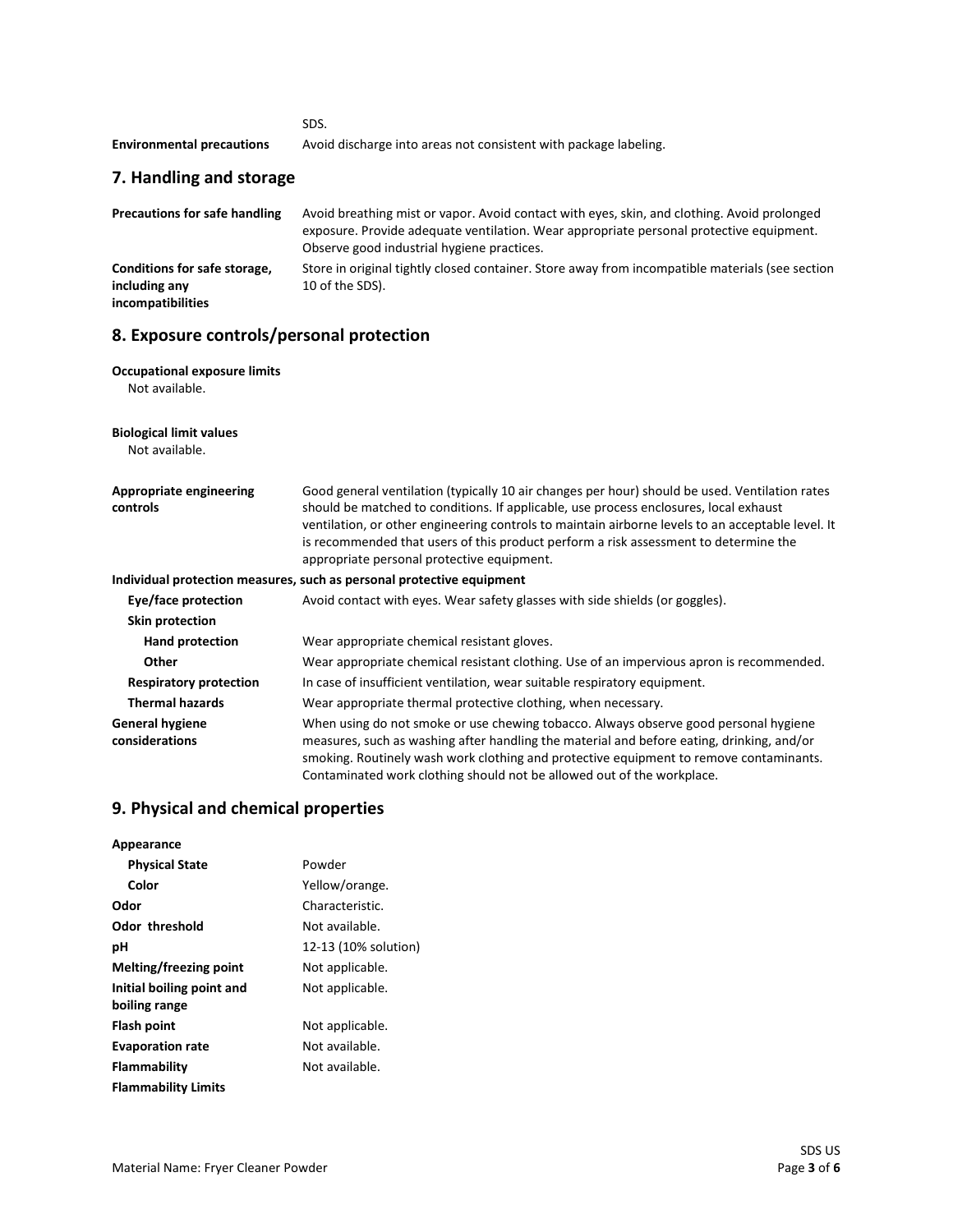SDS.

| | |
|---|---|
| **Environmental precautions** | Avoid discharge into areas not consistent with package labeling. |

## 7. Handling and storage

| | |
|---|---|
| **Precautions for safe handling** | Avoid breathing mist or vapor. Avoid contact with eyes, skin, and clothing. Avoid prolonged exposure. Provide adequate ventilation. Wear appropriate personal protective equipment. Observe good industrial hygiene practices. |
| **Conditions for safe storage, including any incompatibilities** | Store in original tightly closed container. Store away from incompatible materials (see section 10 of the SDS). |

## 8. Exposure controls/personal protection

**Occupational exposure limits**

Not available.

**Biological limit values**

Not available.

| | |
|---|---|
| **Appropriate engineering controls** | Good general ventilation (typically 10 air changes per hour) should be used. Ventilation rates should be matched to conditions. If applicable, use process enclosures, local exhaust ventilation, or other engineering controls to maintain airborne levels to an acceptable level. It is recommended that users of this product perform a risk assessment to determine the appropriate personal protective equipment. |

**Individual protection measures, such as personal protective equipment**

| | |
|---|---|
| **Eye/face protection** | Avoid contact with eyes. Wear safety glasses with side shields (or goggles). |
| **Skin protection** | |
| **Hand protection** | Wear appropriate chemical resistant gloves. |
| **Other** | Wear appropriate chemical resistant clothing. Use of an impervious apron is recommended. |
| **Respiratory protection** | In case of insufficient ventilation, wear suitable respiratory equipment. |
| **Thermal hazards** | Wear appropriate thermal protective clothing, when necessary. |
| **General hygiene considerations** | When using do not smoke or use chewing tobacco. Always observe good personal hygiene measures, such as washing after handling the material and before eating, drinking, and/or smoking. Routinely wash work clothing and protective equipment to remove contaminants. Contaminated work clothing should not be allowed out of the workplace. |

## 9. Physical and chemical properties

| | |
|---|---|
| **Appearance** | |
| **Physical State** | Powder |
| **Color** | Yellow/orange. |
| **Odor** | Characteristic. |
| **Odor threshold** | Not available. |
| **pH** | 12-13 (10% solution) |
| **Melting/freezing point** | Not applicable. |
| **Initial boiling point and boiling range** | Not applicable. |
| **Flash point** | Not applicable. |
| **Evaporation rate** | Not available. |
| **Flammability** | Not available. |
| **Flammability Limits** | |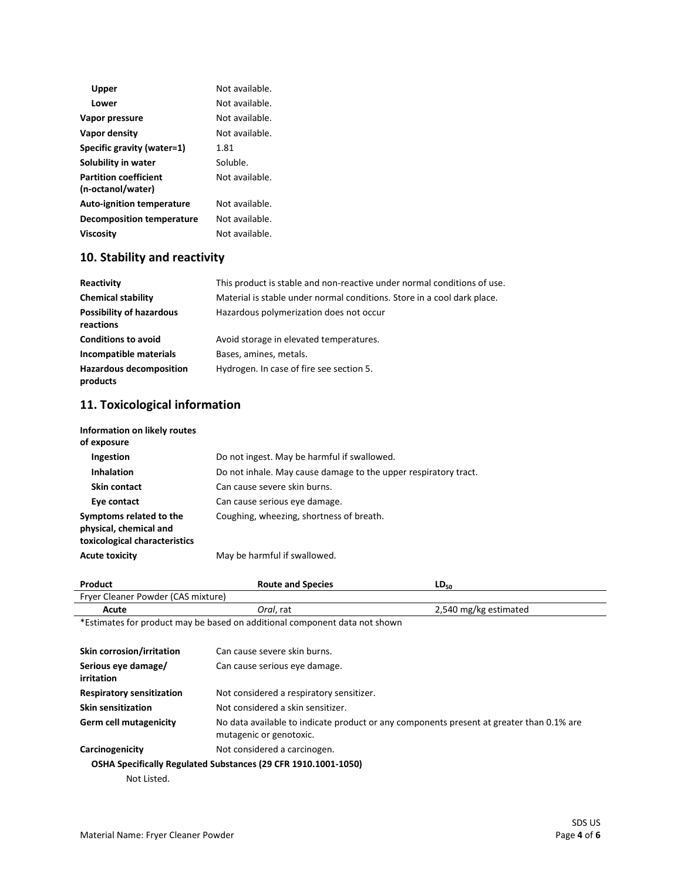| | |
|---|---|
| **Upper** | Not available. |
| **Lower** | Not available. |
| **Vapor pressure** | Not available. |
| **Vapor density** | Not available. |
| **Specific gravity (water=1)** | 1.81 |
| **Solubility in water** | Soluble. |
| **Partition coefficient (n-octanol/water)** | Not available. |
| **Auto-ignition temperature** | Not available. |
| **Decomposition temperature** | Not available. |
| **Viscosity** | Not available. |

## 10. Stability and reactivity

| | |
|---|---|
| **Reactivity** | This product is stable and non-reactive under normal conditions of use. |
| **Chemical stability** | Material is stable under normal conditions. Store in a cool dark place. |
| **Possibility of hazardous reactions** | Hazardous polymerization does not occur |
| **Conditions to avoid** | Avoid storage in elevated temperatures. |
| **Incompatible materials** | Bases, amines, metals. |
| **Hazardous decomposition products** | Hydrogen. In case of fire see section 5. |

## 11. Toxicological information

**Information on likely routes of exposure**

| | |
|---|---|
| **Ingestion** | Do not ingest. May be harmful if swallowed. |
| **Inhalation** | Do not inhale. May cause damage to the upper respiratory tract. |
| **Skin contact** | Can cause severe skin burns. |
| **Eye contact** | Can cause serious eye damage. |
| **Symptoms related to the physical, chemical and toxicological characteristics** | Coughing, wheezing, shortness of breath. |
| **Acute toxicity** | May be harmful if swallowed. |

| Product | Route and Species | $LD_{50}$ |
|---|---|---|
| Fryer Cleaner Powder (CAS mixture) | | |
| **Acute** | *Oral*, rat | 2,540 mg/kg estimated |

*Estimates for product may be based on additional component data not shown

| | |
|---|---|
| **Skin corrosion/irritation** | Can cause severe skin burns. |
| **Serious eye damage/ irritation** | Can cause serious eye damage. |
| **Respiratory sensitization** | Not considered a respiratory sensitizer. |
| **Skin sensitization** | Not considered a skin sensitizer. |
| **Germ cell mutagenicity** | No data available to indicate product or any components present at greater than 0.1% are mutagenic or genotoxic. |
| **Carcinogenicity** | Not considered a carcinogen. |

**OSHA Specifically Regulated Substances (29 CFR 1910.1001-1050)**

Not Listed.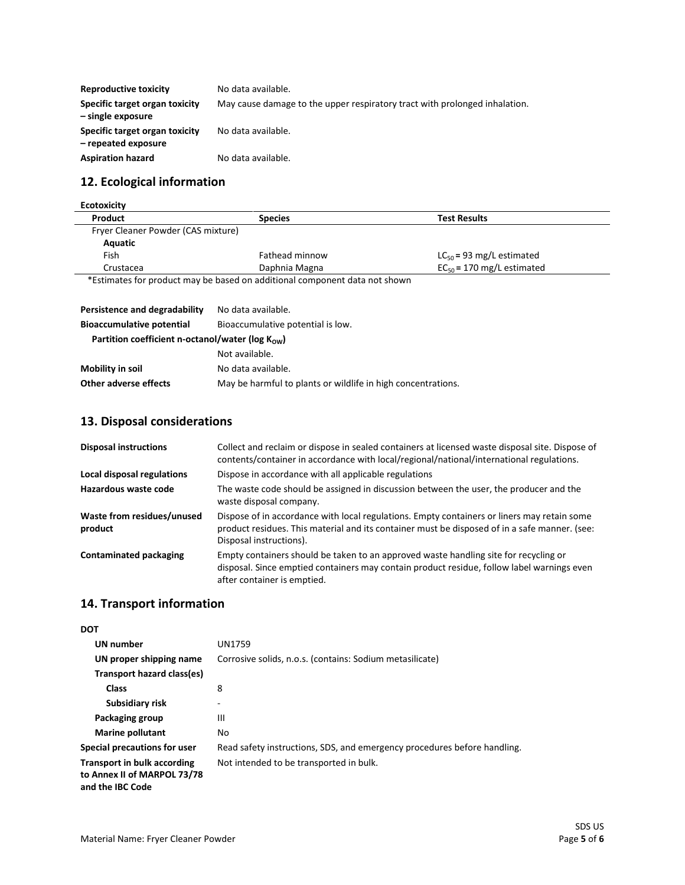| | |
|---|---|
| **Reproductive toxicity** | No data available. |
| **Specific target organ toxicity – single exposure** | May cause damage to the upper respiratory tract with prolonged inhalation. |
| **Specific target organ toxicity – repeated exposure** | No data available. |
| **Aspiration hazard** | No data available. |

## 12. Ecological information

**Ecotoxicity**

| Product | Species | Test Results |
|---|---|---|
| Fryer Cleaner Powder (CAS mixture) | | |
| **Aquatic** | | |
| Fish | Fathead minnow | $LC_{50}$ = 93 mg/L estimated |
| Crustacea | Daphnia Magna | $EC_{50}$ = 170 mg/L estimated |

*Estimates for product may be based on additional component data not shown

| | |
|---|---|
| **Persistence and degradability** | No data available. |
| **Bioaccumulative potential** | Bioaccumulative potential is low. |
| **Partition coefficient n-octanol/water (log $K_{OW}$)** | Not available. |
| **Mobility in soil** | No data available. |
| **Other adverse effects** | May be harmful to plants or wildlife in high concentrations. |

## 13. Disposal considerations

| | |
|---|---|
| **Disposal instructions** | Collect and reclaim or dispose in sealed containers at licensed waste disposal site. Dispose of contents/container in accordance with local/regional/national/international regulations. |
| **Local disposal regulations** | Dispose in accordance with all applicable regulations |
| **Hazardous waste code** | The waste code should be assigned in discussion between the user, the producer and the waste disposal company. |
| **Waste from residues/unused product** | Dispose of in accordance with local regulations. Empty containers or liners may retain some product residues. This material and its container must be disposed of in a safe manner. (see: Disposal instructions). |
| **Contaminated packaging** | Empty containers should be taken to an approved waste handling site for recycling or disposal. Since emptied containers may contain product residue, follow label warnings even after container is emptied. |

## 14. Transport information

**DOT**

| | |
|---|---|
| **UN number** | UN1759 |
| **UN proper shipping name** | Corrosive solids, n.o.s. (contains: Sodium metasilicate) |
| **Transport hazard class(es)** | |
| **Class** | 8 |
| **Subsidiary risk** | - |
| **Packaging group** | III |
| **Marine pollutant** | No |
| **Special precautions for user** | Read safety instructions, SDS, and emergency procedures before handling. |
| **Transport in bulk according to Annex II of MARPOL 73/78 and the IBC Code** | Not intended to be transported in bulk. |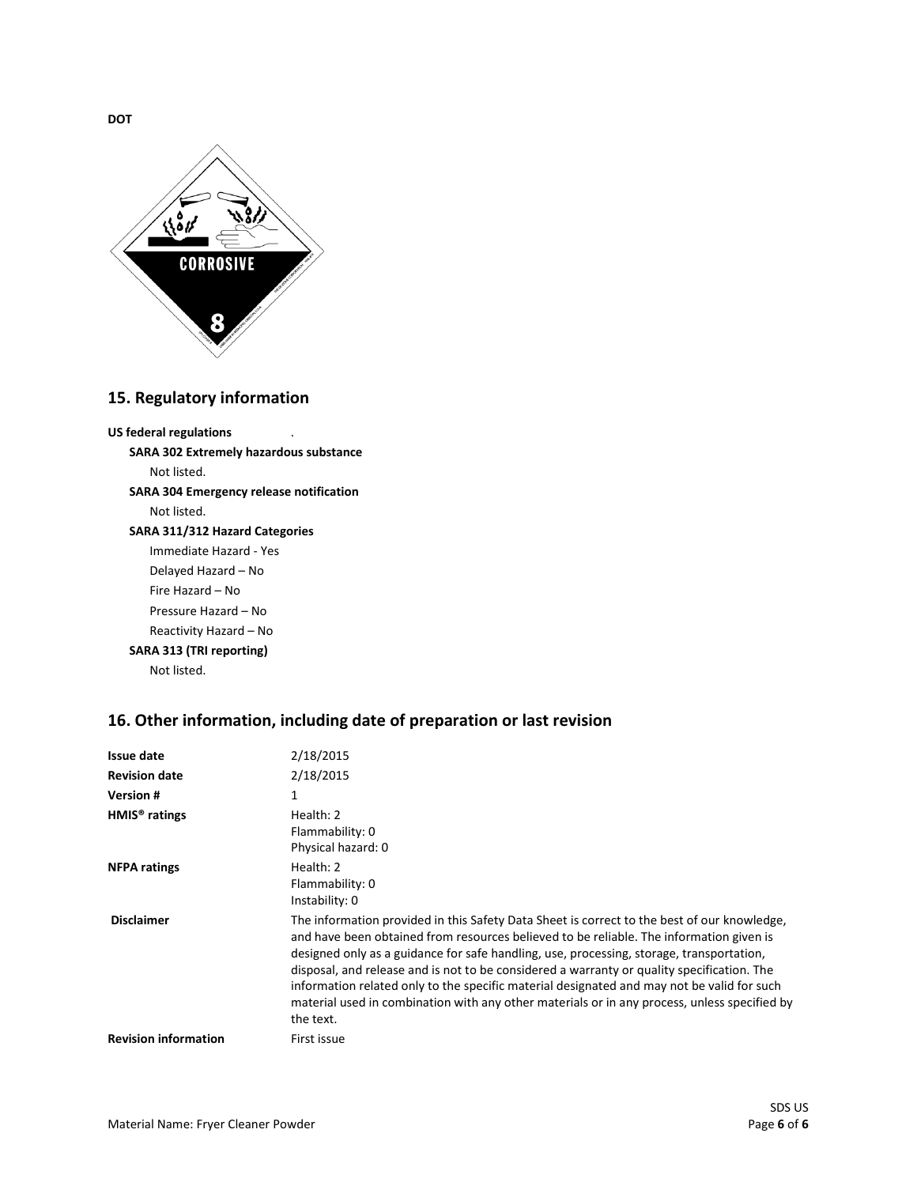**DOT**

## 15. Regulatory information

**US federal regulations** .

**SARA 302 Extremely hazardous substance**

Not listed.

**SARA 304 Emergency release notification**

Not listed.

**SARA 311/312 Hazard Categories**

Immediate Hazard - Yes

Delayed Hazard – No

Fire Hazard – No

Pressure Hazard – No

Reactivity Hazard – No

**SARA 313 (TRI reporting)**

Not listed.

## 16. Other information, including date of preparation or last revision

| | |
|---|---|
| **Issue date** | 2/18/2015 |
| **Revision date** | 2/18/2015 |
| **Version #** | 1 |
| **HMIS® ratings** | Health: 2<br>Flammability: 0<br>Physical hazard: 0 |
| **NFPA ratings** | Health: 2<br>Flammability: 0<br>Instability: 0 |
| **Disclaimer** | The information provided in this Safety Data Sheet is correct to the best of our knowledge, and have been obtained from resources believed to be reliable. The information given is designed only as a guidance for safe handling, use, processing, storage, transportation, disposal, and release and is not to be considered a warranty or quality specification. The information related only to the specific material designated and may not be valid for such material used in combination with any other materials or in any process, unless specified by the text. |
| **Revision information** | First issue |

Material Name: Fryer Cleaner Powder